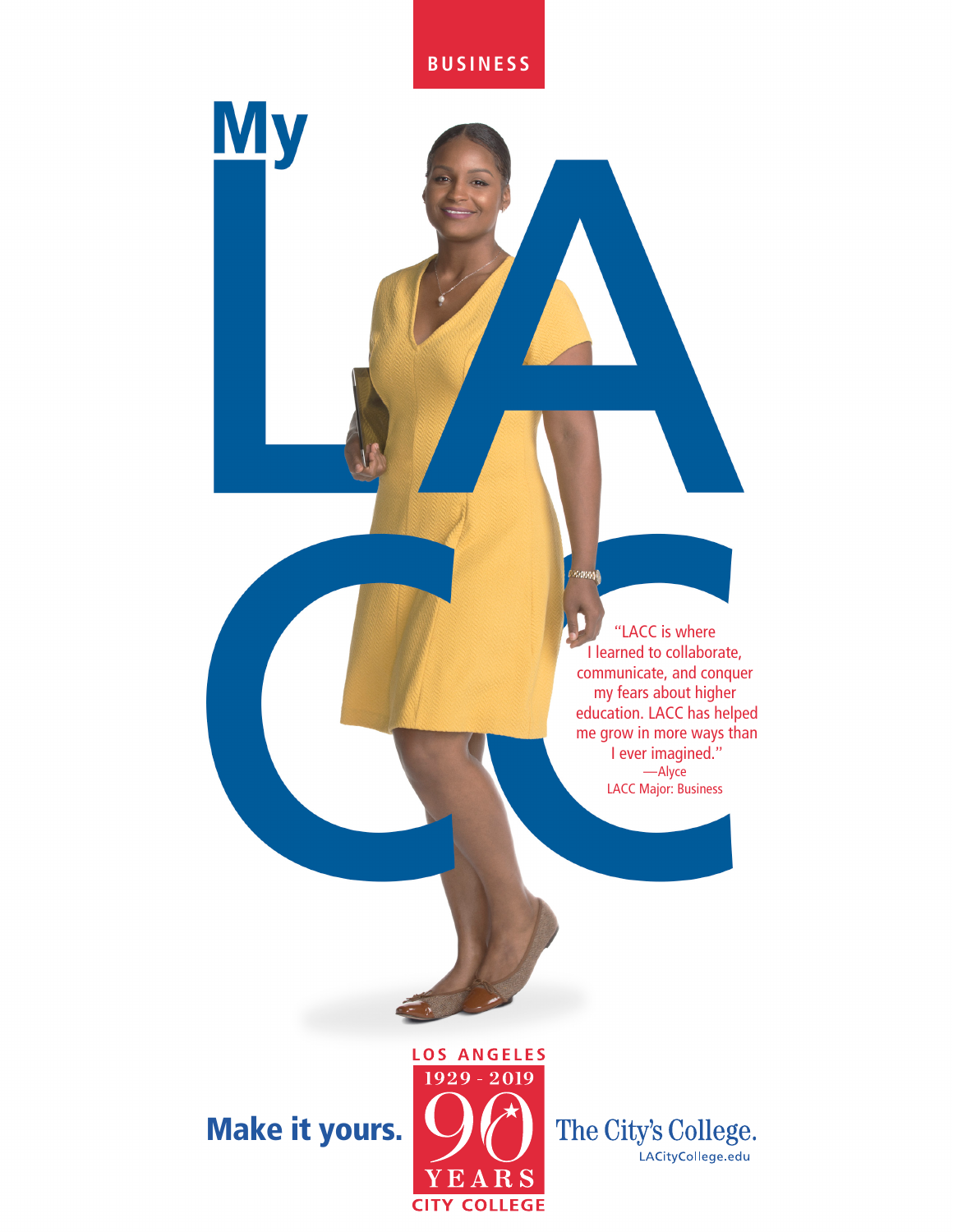BUSINESS

# My LACC

"LACC is where I learned to collaborate, communicate, and conquer my fears about higher education. LACC has helped me grow in more ways than I ever imagined."
—Alyce
LACC Major: Business

**Make it yours.**

LOS ANGELES
1929 - 2019
90
YEARS
CITY COLLEGE

The City's College.
LACityCollege.edu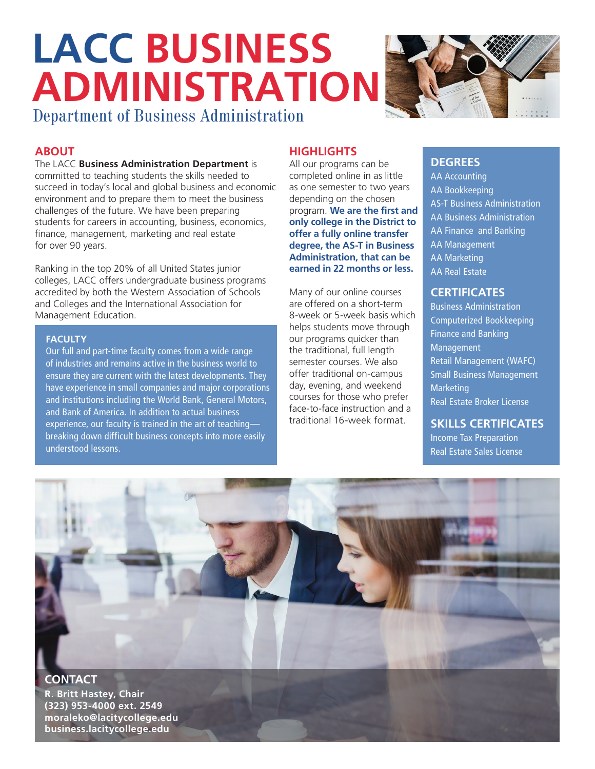# LACC BUSINESS ADMINISTRATION

Department of Business Administration

## ABOUT

The LACC **Business Administration Department** is committed to teaching students the skills needed to succeed in today's local and global business and economic environment and to prepare them to meet the business challenges of the future. We have been preparing students for careers in accounting, business, economics, finance, management, marketing and real estate for over 90 years.

Ranking in the top 20% of all United States junior colleges, LACC offers undergraduate business programs accredited by both the Western Association of Schools and Colleges and the International Association for Management Education.

### FACULTY

Our full and part-time faculty comes from a wide range of industries and remains active in the business world to ensure they are current with the latest developments. They have experience in small companies and major corporations and institutions including the World Bank, General Motors, and Bank of America. In addition to actual business experience, our faculty is trained in the art of teaching—breaking down difficult business concepts into more easily understood lessons.

## HIGHLIGHTS

All our programs can be completed online in as little as one semester to two years depending on the chosen program. **We are the first and only college in the District to offer a fully online transfer degree, the AS-T in Business Administration, that can be earned in 22 months or less.**

Many of our online courses are offered on a short-term 8-week or 5-week basis which helps students move through our programs quicker than the traditional, full length semester courses. We also offer traditional on-campus day, evening, and weekend courses for those who prefer face-to-face instruction and a traditional 16-week format.

## DEGREES

- AA Accounting
- AA Bookkeeping
- AS-T Business Administration
- AA Business Administration
- AA Finance and Banking
- AA Management
- AA Marketing
- AA Real Estate

## CERTIFICATES

- Business Administration
- Computerized Bookkeeping
- Finance and Banking
- Management
- Retail Management (WAFC)
- Small Business Management
- Marketing
- Real Estate Broker License

## SKILLS CERTIFICATES

- Income Tax Preparation
- Real Estate Sales License

## CONTACT

**R. Britt Hastey, Chair**
**(323) 953-4000 ext. 2549**
**moraleko@lacitycollege.edu**
**business.lacitycollege.edu**